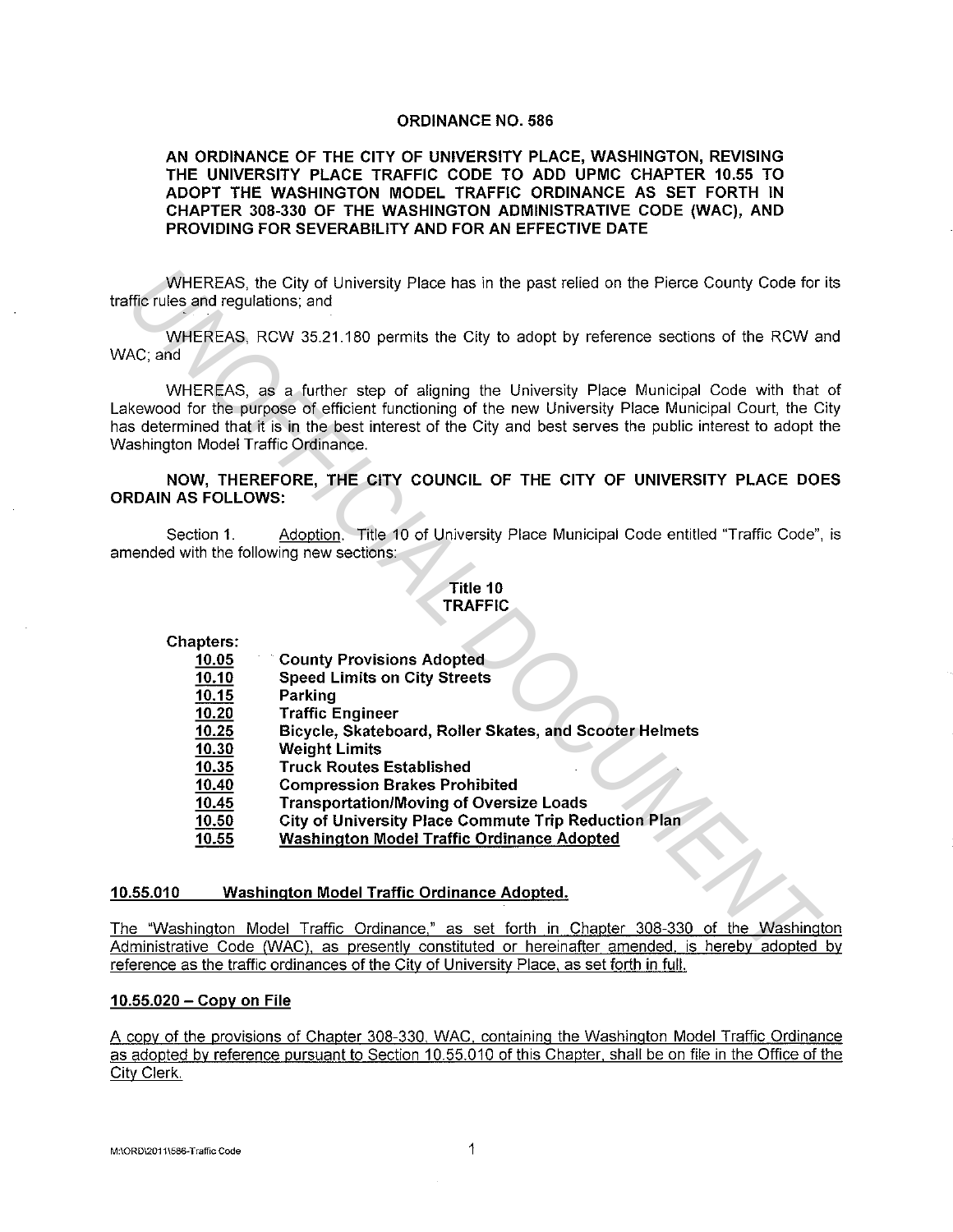# ORDINANCE NO. 586

**AN ORDINANCE OF THE CITY OF UNIVERSITY PLACE, WASHINGTON, REVISING THE UNIVERSITY PLACE TRAFFIC CODE TO ADD UPMC CHAPTER 10.55 TO ADOPT THE WASHINGTON MODEL TRAFFIC ORDINANCE AS SET FORTH IN CHAPTER 308-330 OF THE WASHINGTON ADMINISTRATIVE CODE (WAC), AND PROVIDING FOR SEVERABILITY AND FOR AN EFFECTIVE DATE**

WHEREAS, the City of University Place has in the past relied on the Pierce County Code for its traffic rules and regulations; and

WHEREAS, RCW 35.21.180 permits the City to adopt by reference sections of the RCW and WAC; and

WHEREAS, as a further step of aligning the University Place Municipal Code with that of Lakewood for the purpose of efficient functioning of the new University Place Municipal Court, the City has determined that it is in the best interest of the City and best serves the public interest to adopt the Washington Model Traffic Ordinance.

**NOW, THEREFORE, THE CITY COUNCIL OF THE CITY OF UNIVERSITY PLACE DOES ORDAIN AS FOLLOWS:**

Section 1. Adoption. Title 10 of University Place Municipal Code entitled "Traffic Code", is amended with the following new sections:

**Title 10**
**TRAFFIC**

**Chapters:**

| | |
|---|---|
| **10.05** | **County Provisions Adopted** |
| **10.10** | **Speed Limits on City Streets** |
| **10.15** | **Parking** |
| **10.20** | **Traffic Engineer** |
| **10.25** | **Bicycle, Skateboard, Roller Skates, and Scooter Helmets** |
| **10.30** | **Weight Limits** |
| **10.35** | **Truck Routes Established** |
| **10.40** | **Compression Brakes Prohibited** |
| **10.45** | **Transportation/Moving of Oversize Loads** |
| **10.50** | **City of University Place Commute Trip Reduction Plan** |
| **10.55** | **Washington Model Traffic Ordinance Adopted** |

**10.55.010 Washington Model Traffic Ordinance Adopted.**

The "Washington Model Traffic Ordinance," as set forth in Chapter 308-330 of the Washington Administrative Code (WAC), as presently constituted or hereinafter amended, is hereby adopted by reference as the traffic ordinances of the City of University Place, as set forth in full.

**10.55.020 – Copy on File**

A copy of the provisions of Chapter 308-330, WAC, containing the Washington Model Traffic Ordinance as adopted by reference pursuant to Section 10.55.010 of this Chapter, shall be on file in the Office of the City Clerk.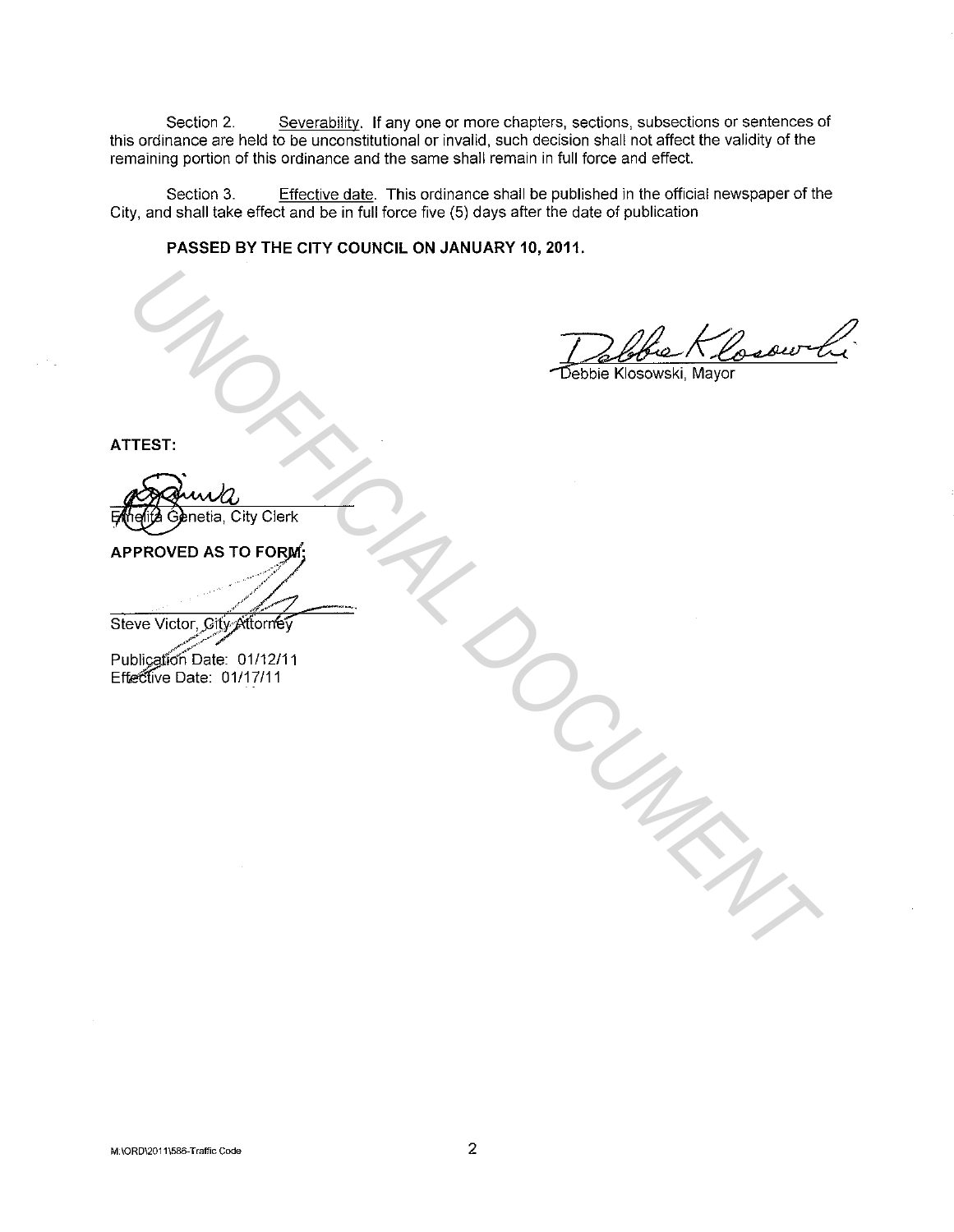Section 2. Severability. If any one or more chapters, sections, subsections or sentences of this ordinance are held to be unconstitutional or invalid, such decision shall not affect the validity of the remaining portion of this ordinance and the same shall remain in full force and effect.

Section 3. Effective date. This ordinance shall be published in the official newspaper of the City, and shall take effect and be in full force five (5) days after the date of publication

**PASSED BY THE CITY COUNCIL ON JANUARY 10, 2011.**

Debbie Klosowski, Mayor

**ATTEST:**

Ethelita Genetia, City Clerk

**APPROVED AS TO FORM:**

Steve Victor, City Attorney

Publication Date: 01/12/11
Effective Date: 01/17/11

UNOFFICIAL DOCUMENT

M:\ORD\2011\586-Traffic Code